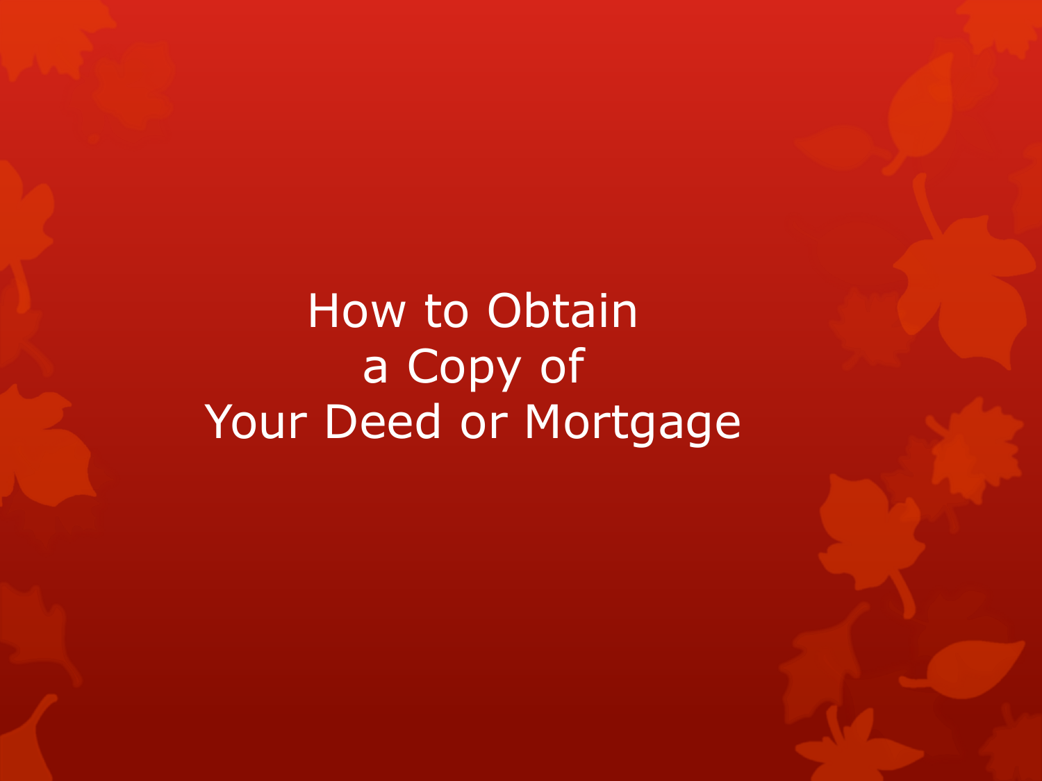# How to Obtain a Copy of Your Deed or Mortgage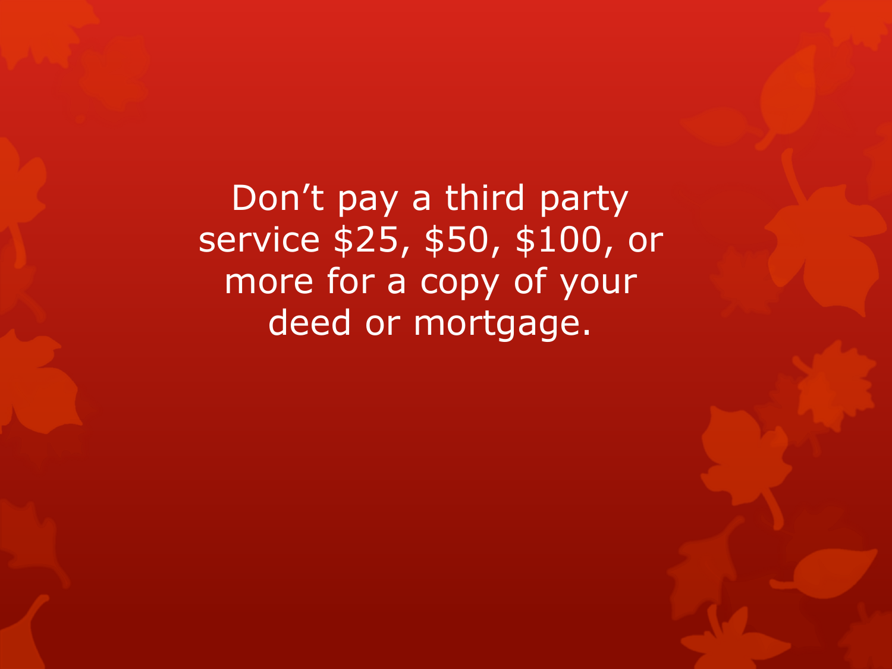Don’t pay a third party service $25, $50, $100, or more for a copy of your deed or mortgage.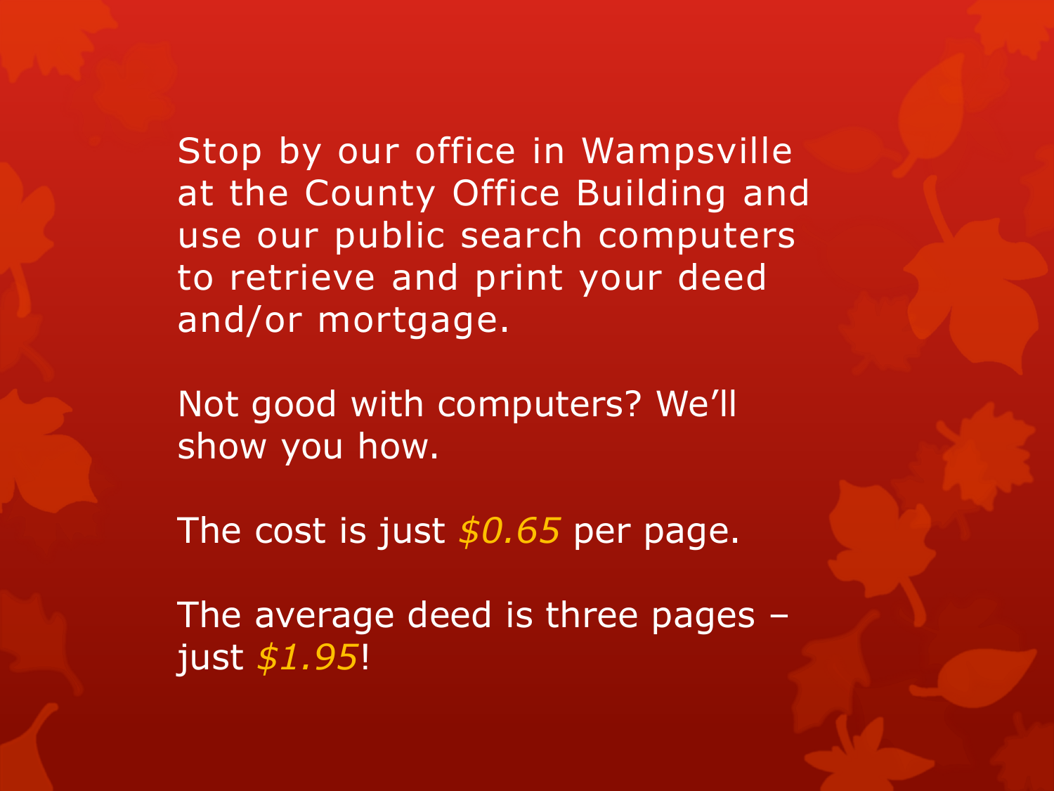Stop by our office in Wampsville at the County Office Building and use our public search computers to retrieve and print your deed and/or mortgage.

Not good with computers? We'll show you how.

The cost is just *$0.65* per page.

The average deed is three pages – just *$1.95*!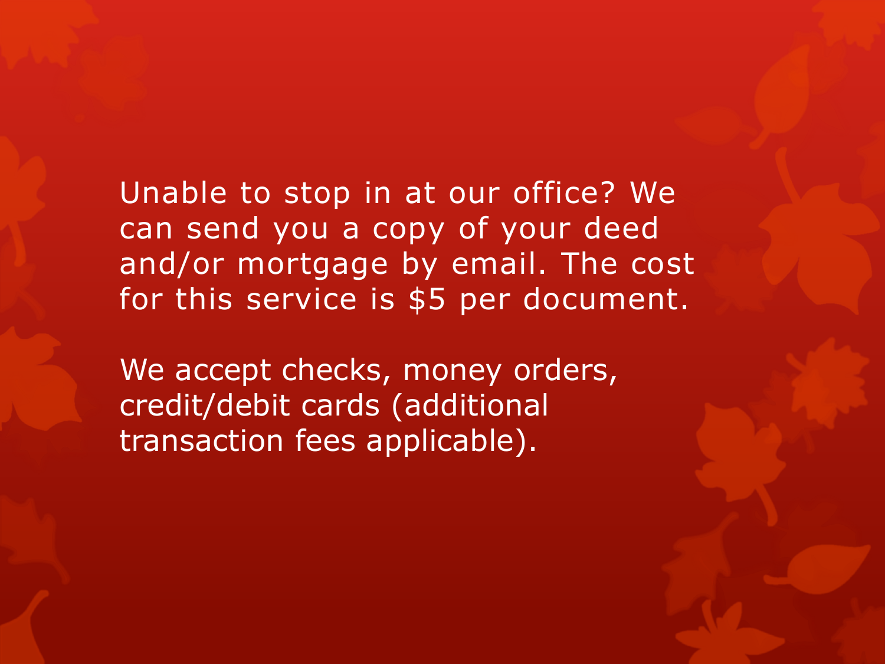Unable to stop in at our office? We can send you a copy of your deed and/or mortgage by email. The cost for this service is $5 per document.

We accept checks, money orders, credit/debit cards (additional transaction fees applicable).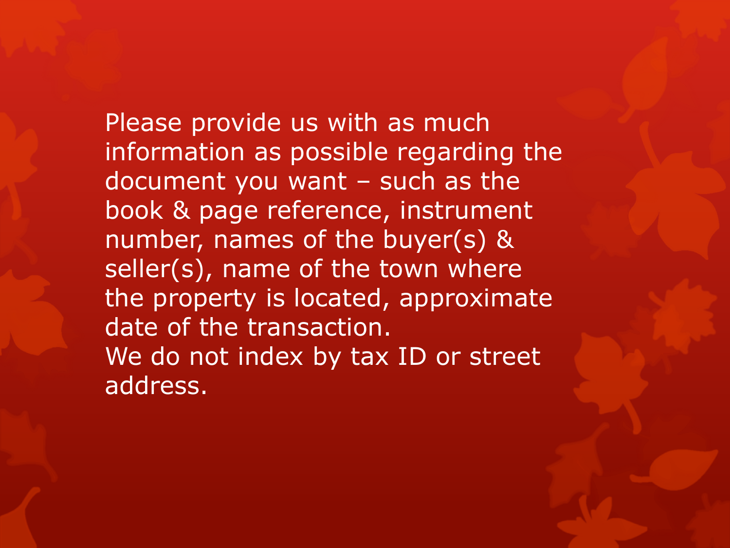Please provide us with as much information as possible regarding the document you want – such as the book & page reference, instrument number, names of the buyer(s) & seller(s), name of the town where the property is located, approximate date of the transaction.

We do not index by tax ID or street address.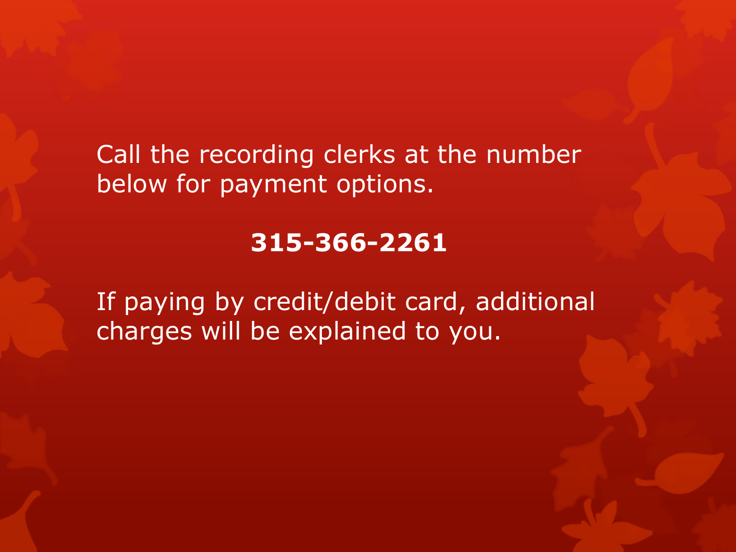Call the recording clerks at the number below for payment options.

**315-366-2261**

If paying by credit/debit card, additional charges will be explained to you.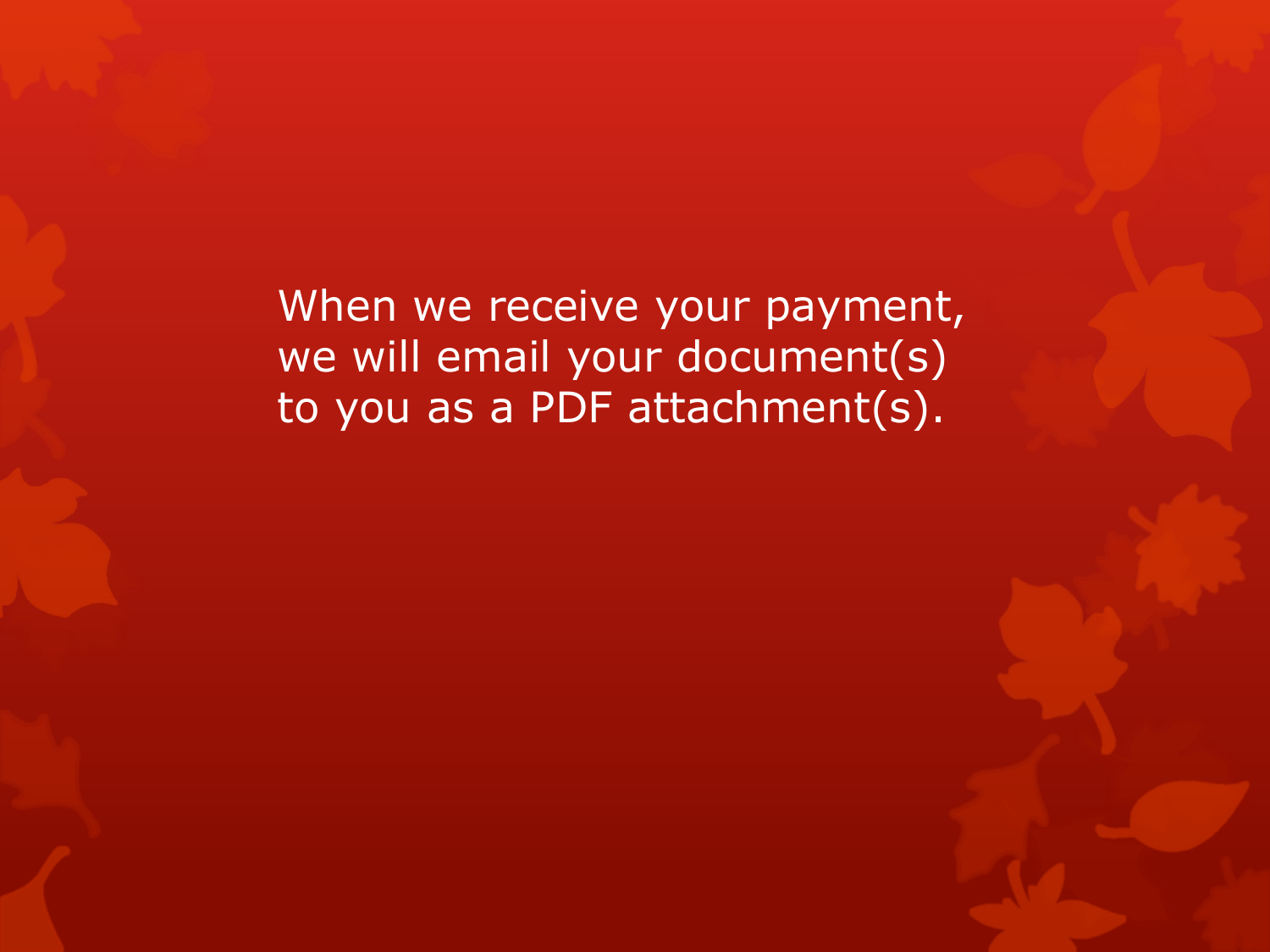When we receive your payment, we will email your document(s) to you as a PDF attachment(s).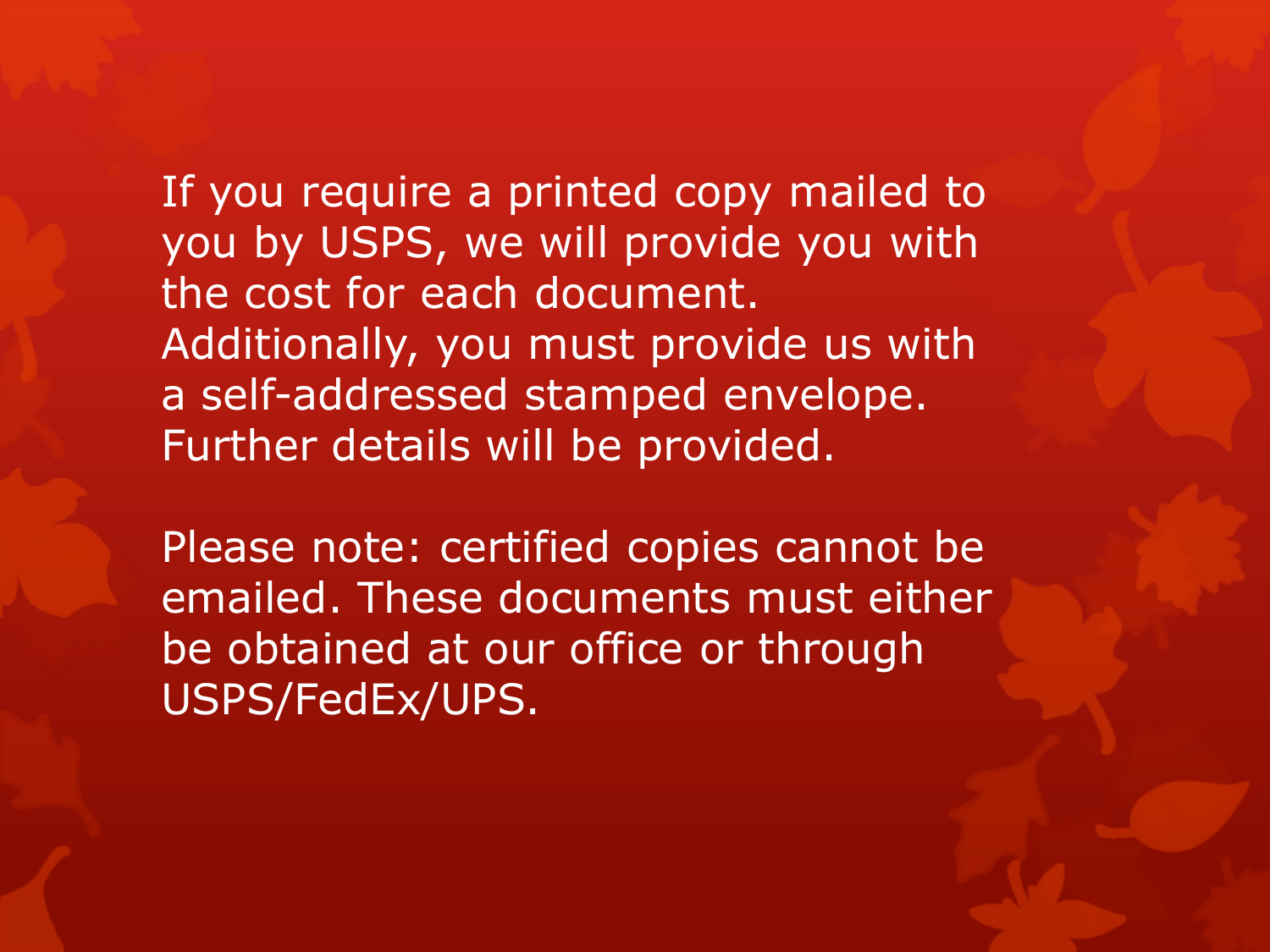If you require a printed copy mailed to you by USPS, we will provide you with the cost for each document. Additionally, you must provide us with a self-addressed stamped envelope. Further details will be provided.

Please note: certified copies cannot be emailed. These documents must either be obtained at our office or through USPS/FedEx/UPS.